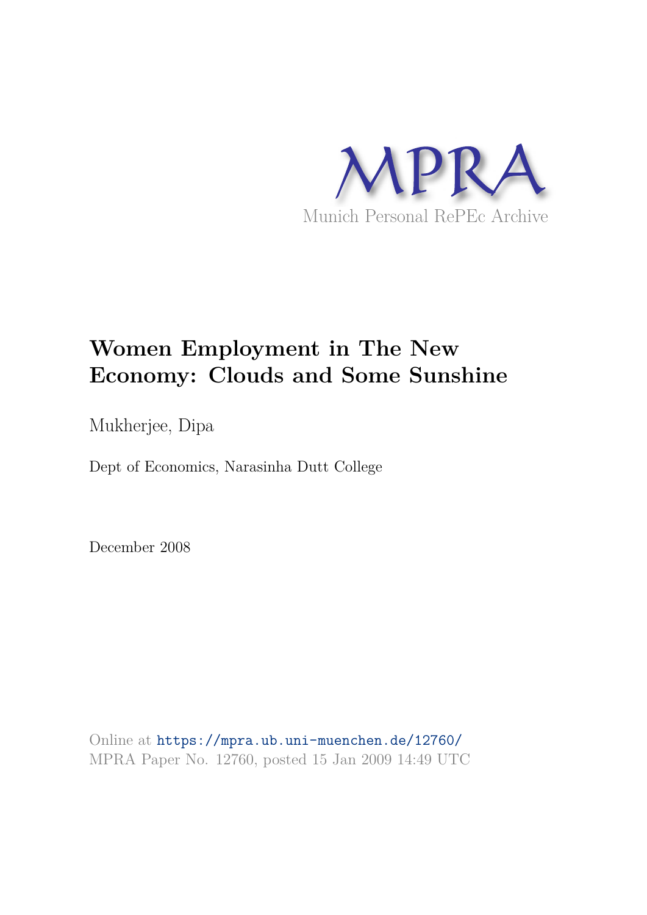MPRA

Munich Personal RePEc Archive

# Women Employment in The New Economy: Clouds and Some Sunshine

Mukherjee, Dipa

Dept of Economics, Narasinha Dutt College

December 2008

Online at https://mpra.ub.uni-muenchen.de/12760/

MPRA Paper No. 12760, posted 15 Jan 2009 14:49 UTC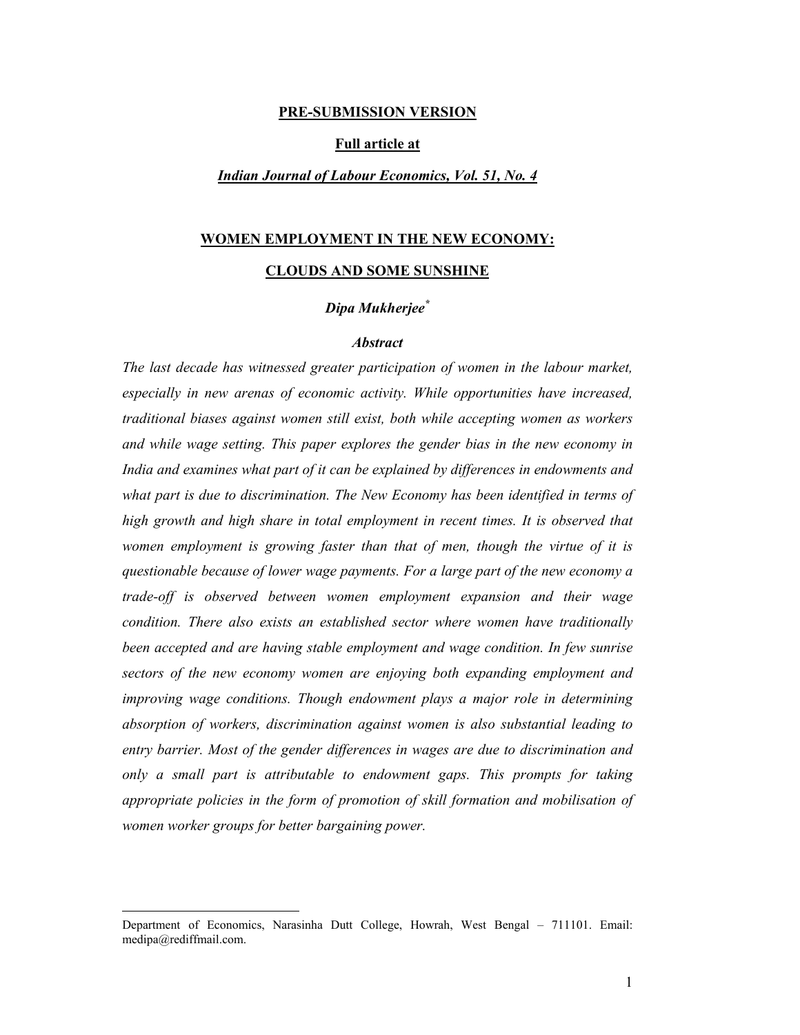**PRE-SUBMISSION VERSION**

**Full article at**

***Indian Journal of Labour Economics, Vol. 51, No. 4***

# WOMEN EMPLOYMENT IN THE NEW ECONOMY: CLOUDS AND SOME SUNSHINE

***Dipa Mukherjee****

***Abstract***

*The last decade has witnessed greater participation of women in the labour market, especially in new arenas of economic activity. While opportunities have increased, traditional biases against women still exist, both while accepting women as workers and while wage setting. This paper explores the gender bias in the new economy in India and examines what part of it can be explained by differences in endowments and what part is due to discrimination. The New Economy has been identified in terms of high growth and high share in total employment in recent times. It is observed that women employment is growing faster than that of men, though the virtue of it is questionable because of lower wage payments. For a large part of the new economy a trade-off is observed between women employment expansion and their wage condition. There also exists an established sector where women have traditionally been accepted and are having stable employment and wage condition. In few sunrise sectors of the new economy women are enjoying both expanding employment and improving wage conditions. Though endowment plays a major role in determining absorption of workers, discrimination against women is also substantial leading to entry barrier. Most of the gender differences in wages are due to discrimination and only a small part is attributable to endowment gaps. This prompts for taking appropriate policies in the form of promotion of skill formation and mobilisation of women worker groups for better bargaining power.*

---

* Department of Economics, Narasinha Dutt College, Howrah, West Bengal – 711101. Email: medipa@rediffmail.com.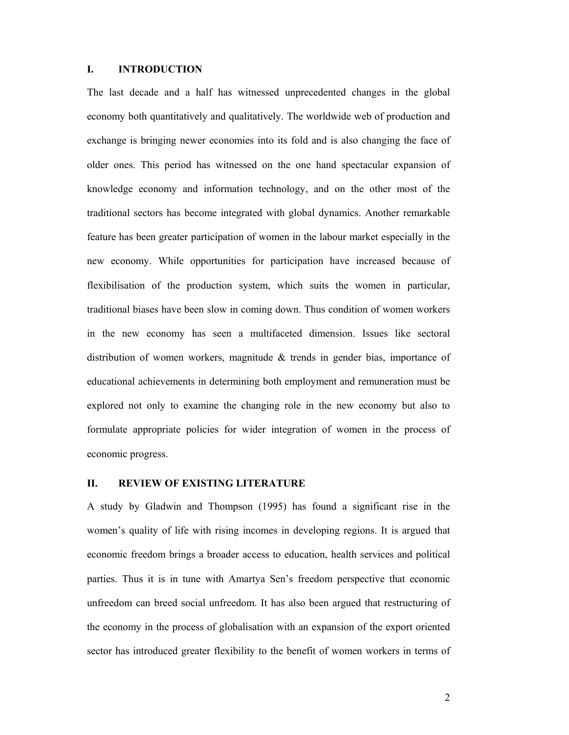## I. INTRODUCTION

The last decade and a half has witnessed unprecedented changes in the global economy both quantitatively and qualitatively. The worldwide web of production and exchange is bringing newer economies into its fold and is also changing the face of older ones. This period has witnessed on the one hand spectacular expansion of knowledge economy and information technology, and on the other most of the traditional sectors has become integrated with global dynamics. Another remarkable feature has been greater participation of women in the labour market especially in the new economy. While opportunities for participation have increased because of flexibilisation of the production system, which suits the women in particular, traditional biases have been slow in coming down. Thus condition of women workers in the new economy has seen a multifaceted dimension. Issues like sectoral distribution of women workers, magnitude & trends in gender bias, importance of educational achievements in determining both employment and remuneration must be explored not only to examine the changing role in the new economy but also to formulate appropriate policies for wider integration of women in the process of economic progress.

## II. REVIEW OF EXISTING LITERATURE

A study by Gladwin and Thompson (1995) has found a significant rise in the women's quality of life with rising incomes in developing regions. It is argued that economic freedom brings a broader access to education, health services and political parties. Thus it is in tune with Amartya Sen's freedom perspective that economic unfreedom can breed social unfreedom. It has also been argued that restructuring of the economy in the process of globalisation with an expansion of the export oriented sector has introduced greater flexibility to the benefit of women workers in terms of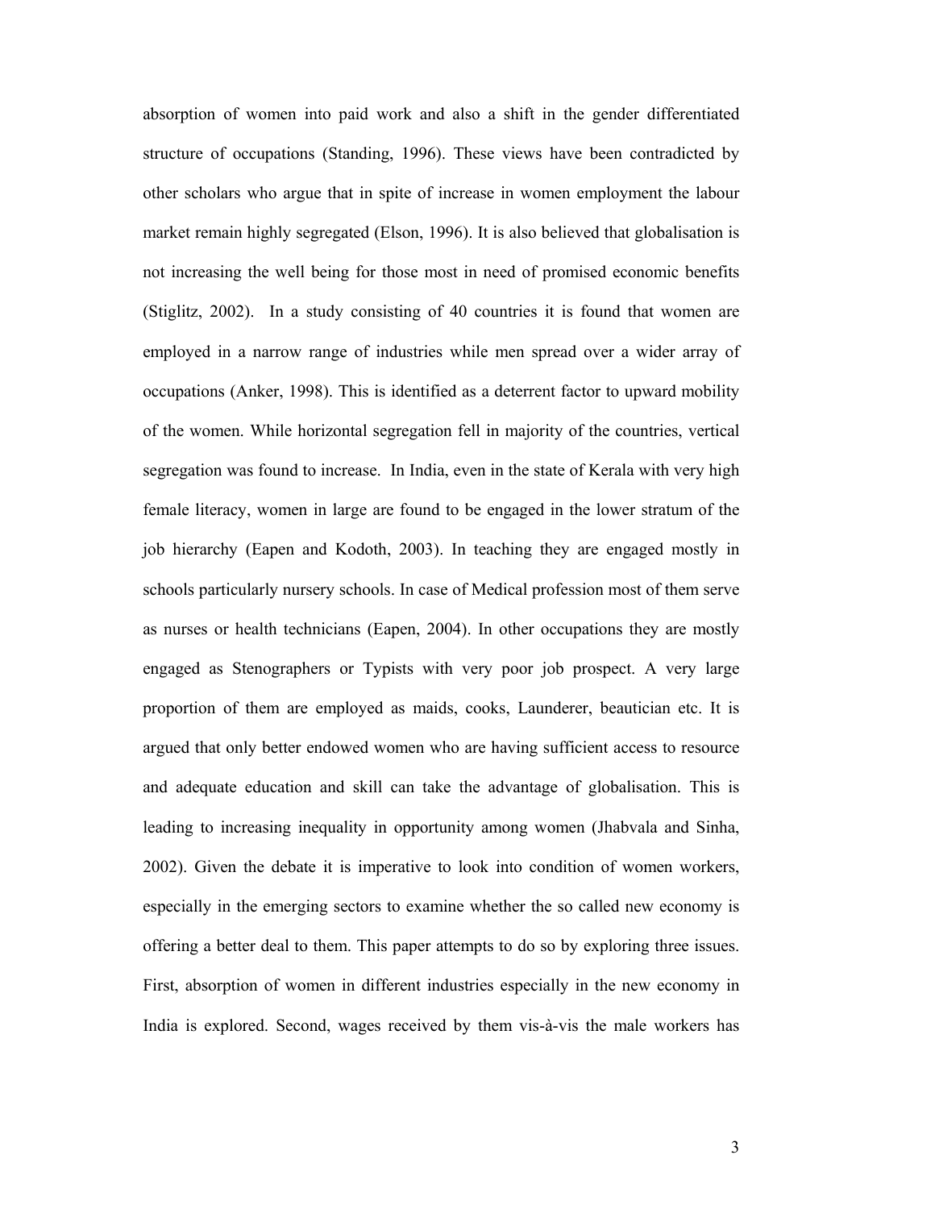absorption of women into paid work and also a shift in the gender differentiated structure of occupations (Standing, 1996). These views have been contradicted by other scholars who argue that in spite of increase in women employment the labour market remain highly segregated (Elson, 1996). It is also believed that globalisation is not increasing the well being for those most in need of promised economic benefits (Stiglitz, 2002). In a study consisting of 40 countries it is found that women are employed in a narrow range of industries while men spread over a wider array of occupations (Anker, 1998). This is identified as a deterrent factor to upward mobility of the women. While horizontal segregation fell in majority of the countries, vertical segregation was found to increase. In India, even in the state of Kerala with very high female literacy, women in large are found to be engaged in the lower stratum of the job hierarchy (Eapen and Kodoth, 2003). In teaching they are engaged mostly in schools particularly nursery schools. In case of Medical profession most of them serve as nurses or health technicians (Eapen, 2004). In other occupations they are mostly engaged as Stenographers or Typists with very poor job prospect. A very large proportion of them are employed as maids, cooks, Launderer, beautician etc. It is argued that only better endowed women who are having sufficient access to resource and adequate education and skill can take the advantage of globalisation. This is leading to increasing inequality in opportunity among women (Jhabvala and Sinha, 2002). Given the debate it is imperative to look into condition of women workers, especially in the emerging sectors to examine whether the so called new economy is offering a better deal to them. This paper attempts to do so by exploring three issues. First, absorption of women in different industries especially in the new economy in India is explored. Second, wages received by them vis-à-vis the male workers has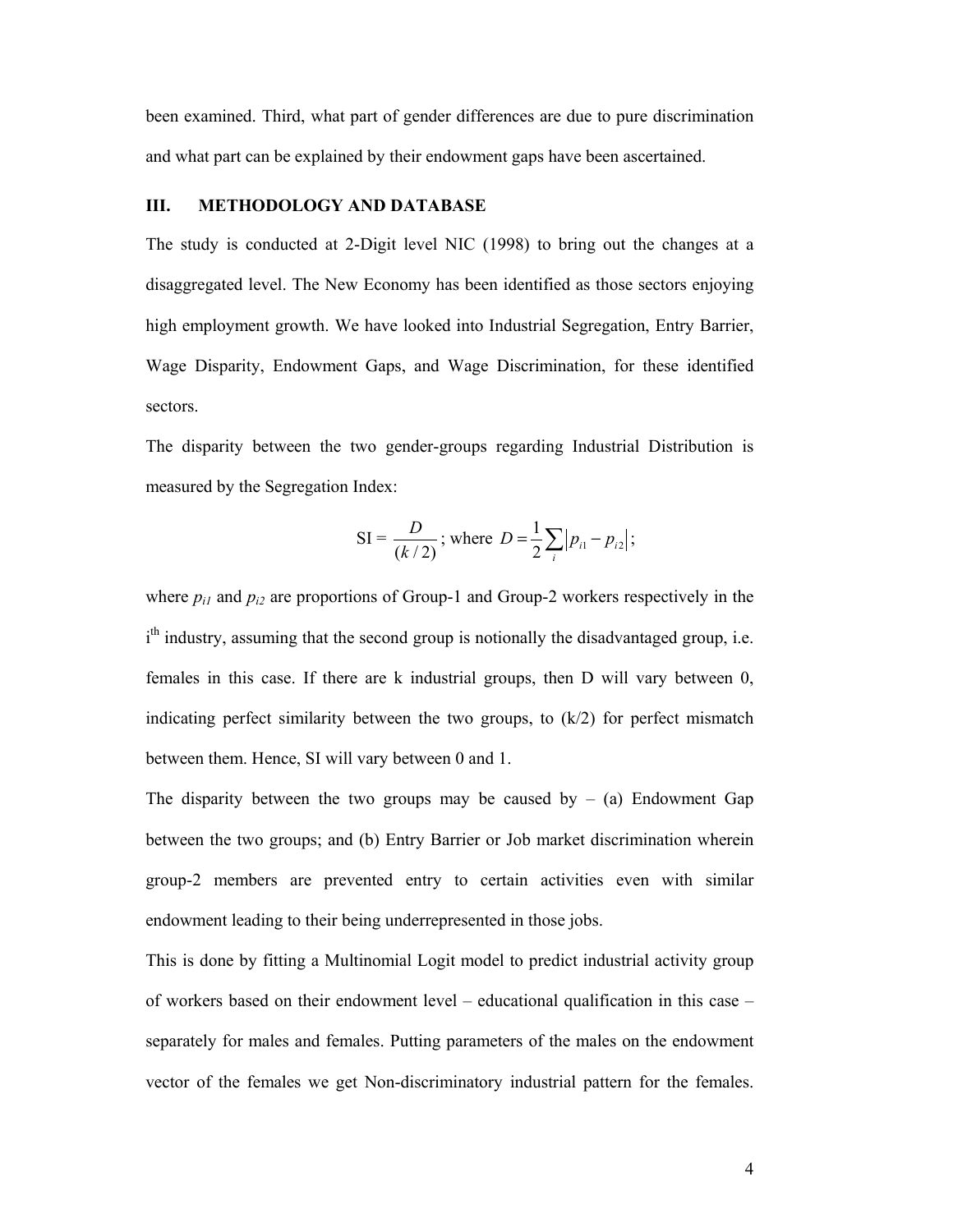been examined. Third, what part of gender differences are due to pure discrimination and what part can be explained by their endowment gaps have been ascertained.

## III. METHODOLOGY AND DATABASE

The study is conducted at 2-Digit level NIC (1998) to bring out the changes at a disaggregated level. The New Economy has been identified as those sectors enjoying high employment growth. We have looked into Industrial Segregation, Entry Barrier, Wage Disparity, Endowment Gaps, and Wage Discrimination, for these identified sectors.

The disparity between the two gender-groups regarding Industrial Distribution is measured by the Segregation Index:

$$\text{SI} = \frac{D}{(k/2)}\text{; where } D = \frac{1}{2}\sum_i \left| p_{i1} - p_{i2} \right|;$$

where $p_{i1}$ and $p_{i2}$ are proportions of Group-1 and Group-2 workers respectively in the $i^{th}$ industry, assuming that the second group is notionally the disadvantaged group, i.e. females in this case. If there are k industrial groups, then D will vary between 0, indicating perfect similarity between the two groups, to (k/2) for perfect mismatch between them. Hence, SI will vary between 0 and 1.

The disparity between the two groups may be caused by – (a) Endowment Gap between the two groups; and (b) Entry Barrier or Job market discrimination wherein group-2 members are prevented entry to certain activities even with similar endowment leading to their being underrepresented in those jobs.

This is done by fitting a Multinomial Logit model to predict industrial activity group of workers based on their endowment level – educational qualification in this case – separately for males and females. Putting parameters of the males on the endowment vector of the females we get Non-discriminatory industrial pattern for the females.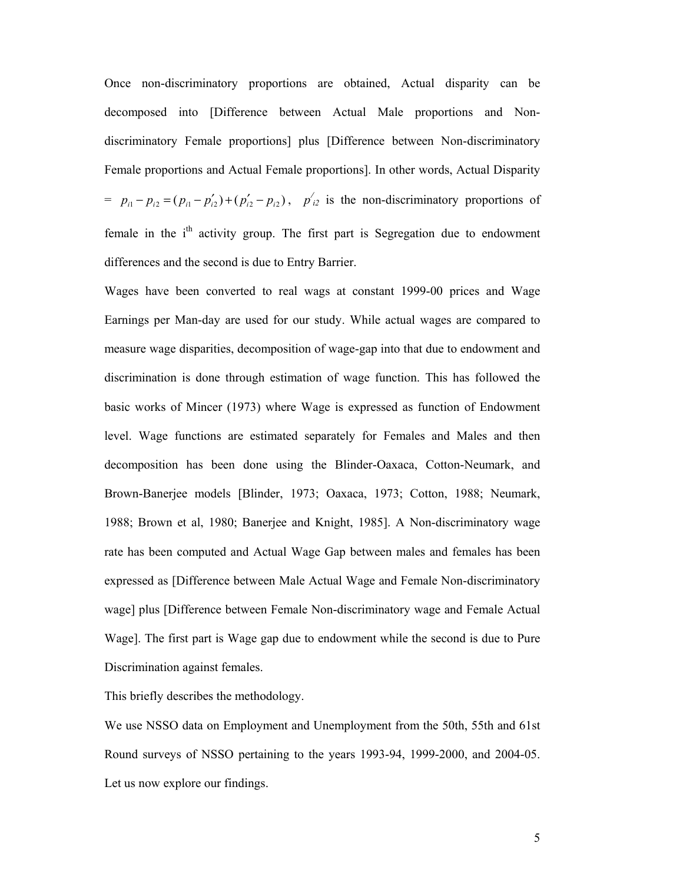Once non-discriminatory proportions are obtained, Actual disparity can be decomposed into [Difference between Actual Male proportions and Non-discriminatory Female proportions] plus [Difference between Non-discriminatory Female proportions and Actual Female proportions]. In other words, Actual Disparity $= p_{i1} - p_{i2} = (p_{i1} - p'_{i2}) + (p'_{i2} - p_{i2})$, $p'_{i2}$ is the non-discriminatory proportions of female in the $i^{th}$ activity group. The first part is Segregation due to endowment differences and the second is due to Entry Barrier.

Wages have been converted to real wags at constant 1999-00 prices and Wage Earnings per Man-day are used for our study. While actual wages are compared to measure wage disparities, decomposition of wage-gap into that due to endowment and discrimination is done through estimation of wage function. This has followed the basic works of Mincer (1973) where Wage is expressed as function of Endowment level. Wage functions are estimated separately for Females and Males and then decomposition has been done using the Blinder-Oaxaca, Cotton-Neumark, and Brown-Banerjee models [Blinder, 1973; Oaxaca, 1973; Cotton, 1988; Neumark, 1988; Brown et al, 1980; Banerjee and Knight, 1985]. A Non-discriminatory wage rate has been computed and Actual Wage Gap between males and females has been expressed as [Difference between Male Actual Wage and Female Non-discriminatory wage] plus [Difference between Female Non-discriminatory wage and Female Actual Wage]. The first part is Wage gap due to endowment while the second is due to Pure Discrimination against females.

This briefly describes the methodology.

We use NSSO data on Employment and Unemployment from the 50th, 55th and 61st Round surveys of NSSO pertaining to the years 1993-94, 1999-2000, and 2004-05. Let us now explore our findings.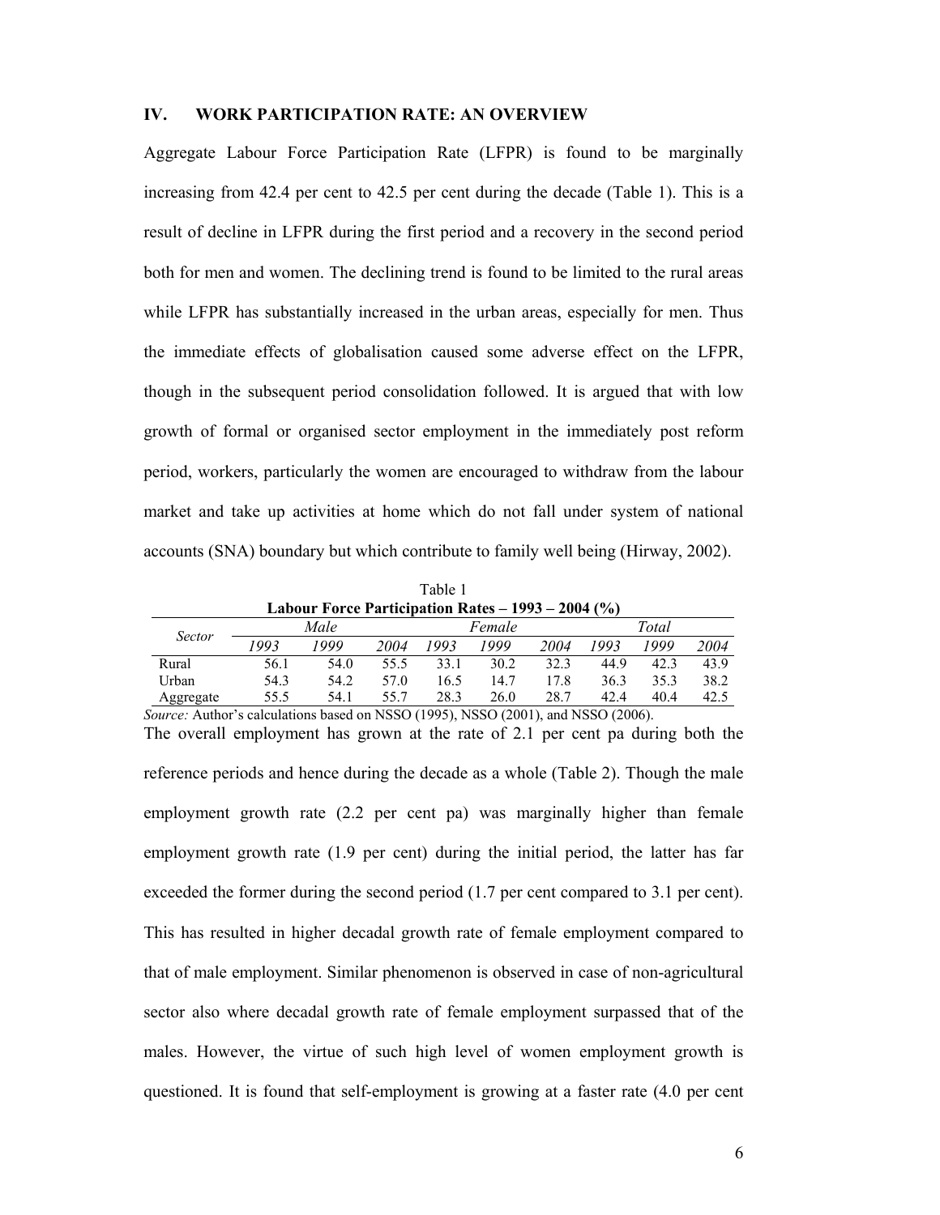## IV. WORK PARTICIPATION RATE: AN OVERVIEW

Aggregate Labour Force Participation Rate (LFPR) is found to be marginally increasing from 42.4 per cent to 42.5 per cent during the decade (Table 1). This is a result of decline in LFPR during the first period and a recovery in the second period both for men and women. The declining trend is found to be limited to the rural areas while LFPR has substantially increased in the urban areas, especially for men. Thus the immediate effects of globalisation caused some adverse effect on the LFPR, though in the subsequent period consolidation followed. It is argued that with low growth of formal or organised sector employment in the immediately post reform period, workers, particularly the women are encouraged to withdraw from the labour market and take up activities at home which do not fall under system of national accounts (SNA) boundary but which contribute to family well being (Hirway, 2002).

Table 1

**Labour Force Participation Rates – 1993 – 2004 (%)**

| *Sector* | *Male* | | | *Female* | | | *Total* | | |
|---|---|---|---|---|---|---|---|---|---|
| | *1993* | *1999* | *2004* | *1993* | *1999* | *2004* | *1993* | *1999* | *2004* |
| Rural | 56.1 | 54.0 | 55.5 | 33.1 | 30.2 | 32.3 | 44.9 | 42.3 | 43.9 |
| Urban | 54.3 | 54.2 | 57.0 | 16.5 | 14.7 | 17.8 | 36.3 | 35.3 | 38.2 |
| Aggregate | 55.5 | 54.1 | 55.7 | 28.3 | 26.0 | 28.7 | 42.4 | 40.4 | 42.5 |

*Source:* Author's calculations based on NSSO (1995), NSSO (2001), and NSSO (2006).

The overall employment has grown at the rate of 2.1 per cent pa during both the reference periods and hence during the decade as a whole (Table 2). Though the male employment growth rate (2.2 per cent pa) was marginally higher than female employment growth rate (1.9 per cent) during the initial period, the latter has far exceeded the former during the second period (1.7 per cent compared to 3.1 per cent). This has resulted in higher decadal growth rate of female employment compared to that of male employment. Similar phenomenon is observed in case of non-agricultural sector also where decadal growth rate of female employment surpassed that of the males. However, the virtue of such high level of women employment growth is questioned. It is found that self-employment is growing at a faster rate (4.0 per cent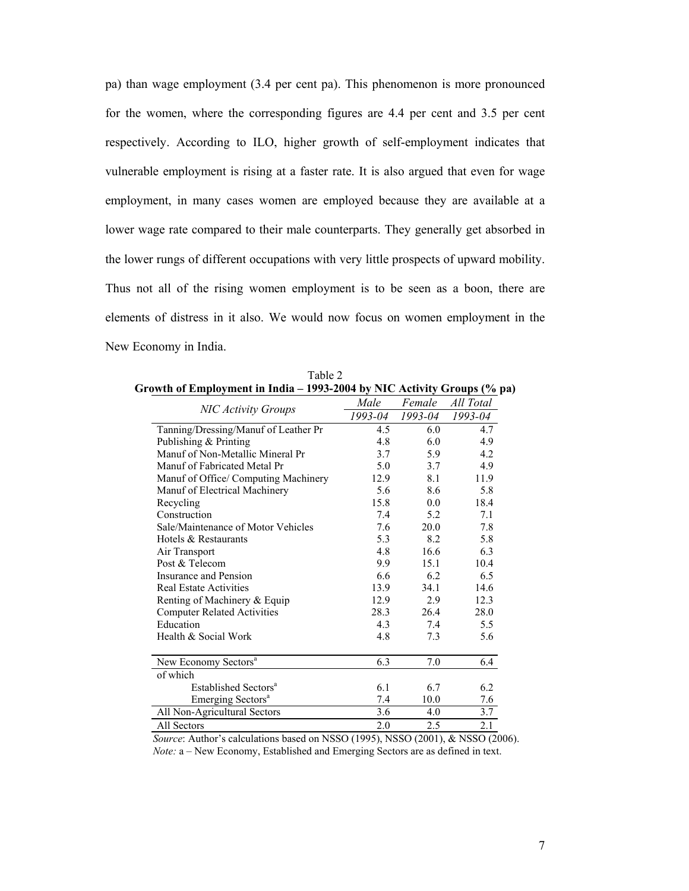pa) than wage employment (3.4 per cent pa). This phenomenon is more pronounced for the women, where the corresponding figures are 4.4 per cent and 3.5 per cent respectively. According to ILO, higher growth of self-employment indicates that vulnerable employment is rising at a faster rate. It is also argued that even for wage employment, in many cases women are employed because they are available at a lower wage rate compared to their male counterparts. They generally get absorbed in the lower rungs of different occupations with very little prospects of upward mobility. Thus not all of the rising women employment is to be seen as a boon, there are elements of distress in it also. We would now focus on women employment in the New Economy in India.

Table 2
**Growth of Employment in India – 1993-2004 by NIC Activity Groups (% pa)**

| *NIC Activity Groups* | *Male* | *Female* | *All Total* |
|---|---|---|---|
| | *1993-04* | *1993-04* | *1993-04* |
| Tanning/Dressing/Manuf of Leather Pr | 4.5 | 6.0 | 4.7 |
| Publishing & Printing | 4.8 | 6.0 | 4.9 |
| Manuf of Non-Metallic Mineral Pr | 3.7 | 5.9 | 4.2 |
| Manuf of Fabricated Metal Pr | 5.0 | 3.7 | 4.9 |
| Manuf of Office/ Computing Machinery | 12.9 | 8.1 | 11.9 |
| Manuf of Electrical Machinery | 5.6 | 8.6 | 5.8 |
| Recycling | 15.8 | 0.0 | 18.4 |
| Construction | 7.4 | 5.2 | 7.1 |
| Sale/Maintenance of Motor Vehicles | 7.6 | 20.0 | 7.8 |
| Hotels & Restaurants | 5.3 | 8.2 | 5.8 |
| Air Transport | 4.8 | 16.6 | 6.3 |
| Post & Telecom | 9.9 | 15.1 | 10.4 |
| Insurance and Pension | 6.6 | 6.2 | 6.5 |
| Real Estate Activities | 13.9 | 34.1 | 14.6 |
| Renting of Machinery & Equip | 12.9 | 2.9 | 12.3 |
| Computer Related Activities | 28.3 | 26.4 | 28.0 |
| Education | 4.3 | 7.4 | 5.5 |
| Health & Social Work | 4.8 | 7.3 | 5.6 |
| New Economy Sectors[a] | 6.3 | 7.0 | 6.4 |
| of which | | | |
| Established Sectors[a] | 6.1 | 6.7 | 6.2 |
| Emerging Sectors[a] | 7.4 | 10.0 | 7.6 |
| All Non-Agricultural Sectors | 3.6 | 4.0 | 3.7 |
| All Sectors | 2.0 | 2.5 | 2.1 |

*Source*: Author's calculations based on NSSO (1995), NSSO (2001), & NSSO (2006).
*Note:* a – New Economy, Established and Emerging Sectors are as defined in text.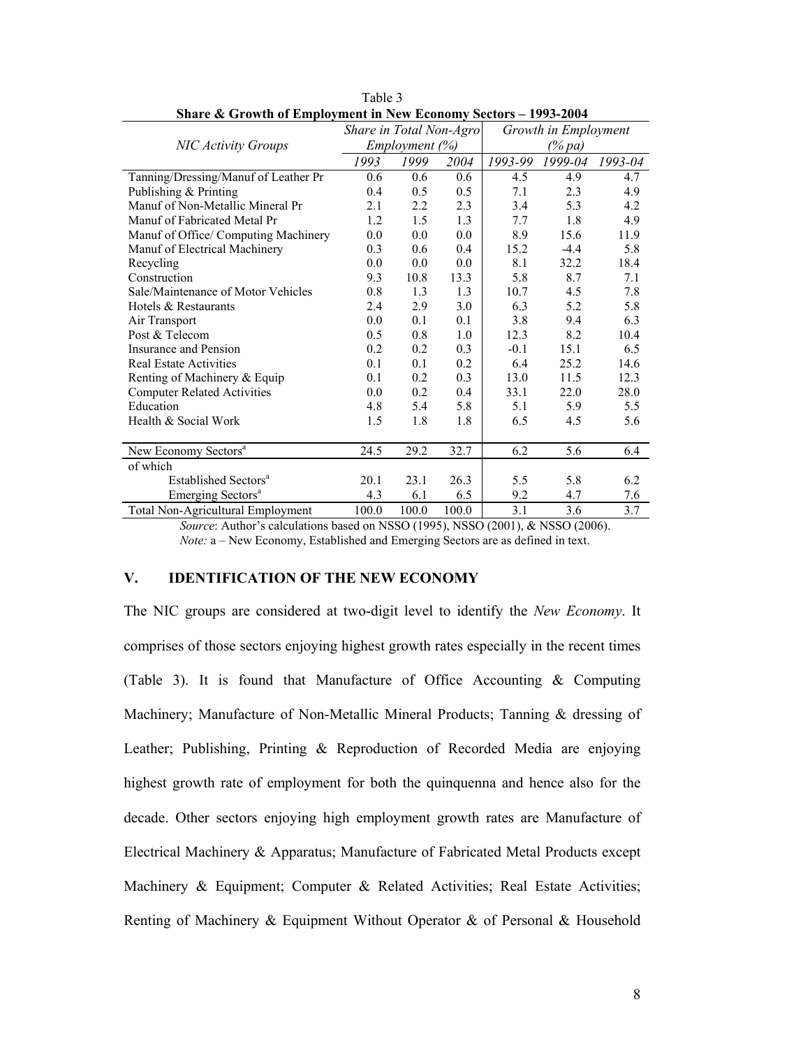Table 3

**Share & Growth of Employment in New Economy Sectors – 1993-2004**

| *NIC Activity Groups* | *Share in Total Non-Agro Employment (%)* | | | *Growth in Employment (% pa)* | | |
|---|---|---|---|---|---|---|
| | *1993* | *1999* | *2004* | *1993-99* | *1999-04* | *1993-04* |
| Tanning/Dressing/Manuf of Leather Pr | 0.6 | 0.6 | 0.6 | 4.5 | 4.9 | 4.7 |
| Publishing & Printing | 0.4 | 0.5 | 0.5 | 7.1 | 2.3 | 4.9 |
| Manuf of Non-Metallic Mineral Pr | 2.1 | 2.2 | 2.3 | 3.4 | 5.3 | 4.2 |
| Manuf of Fabricated Metal Pr | 1.2 | 1.5 | 1.3 | 7.7 | 1.8 | 4.9 |
| Manuf of Office/ Computing Machinery | 0.0 | 0.0 | 0.0 | 8.9 | 15.6 | 11.9 |
| Manuf of Electrical Machinery | 0.3 | 0.6 | 0.4 | 15.2 | -4.4 | 5.8 |
| Recycling | 0.0 | 0.0 | 0.0 | 8.1 | 32.2 | 18.4 |
| Construction | 9.3 | 10.8 | 13.3 | 5.8 | 8.7 | 7.1 |
| Sale/Maintenance of Motor Vehicles | 0.8 | 1.3 | 1.3 | 10.7 | 4.5 | 7.8 |
| Hotels & Restaurants | 2.4 | 2.9 | 3.0 | 6.3 | 5.2 | 5.8 |
| Air Transport | 0.0 | 0.1 | 0.1 | 3.8 | 9.4 | 6.3 |
| Post & Telecom | 0.5 | 0.8 | 1.0 | 12.3 | 8.2 | 10.4 |
| Insurance and Pension | 0.2 | 0.2 | 0.3 | -0.1 | 15.1 | 6.5 |
| Real Estate Activities | 0.1 | 0.1 | 0.2 | 6.4 | 25.2 | 14.6 |
| Renting of Machinery & Equip | 0.1 | 0.2 | 0.3 | 13.0 | 11.5 | 12.3 |
| Computer Related Activities | 0.0 | 0.2 | 0.4 | 33.1 | 22.0 | 28.0 |
| Education | 4.8 | 5.4 | 5.8 | 5.1 | 5.9 | 5.5 |
| Health & Social Work | 1.5 | 1.8 | 1.8 | 6.5 | 4.5 | 5.6 |
| New Economy Sectors[a] | 24.5 | 29.2 | 32.7 | 6.2 | 5.6 | 6.4 |
| of which | | | | | | |
| Established Sectors[a] | 20.1 | 23.1 | 26.3 | 5.5 | 5.8 | 6.2 |
| Emerging Sectors[a] | 4.3 | 6.1 | 6.5 | 9.2 | 4.7 | 7.6 |
| Total Non-Agricultural Employment | 100.0 | 100.0 | 100.0 | 3.1 | 3.6 | 3.7 |

*Source*: Author's calculations based on NSSO (1995), NSSO (2001), & NSSO (2006).

*Note:* a – New Economy, Established and Emerging Sectors are as defined in text.

## V. IDENTIFICATION OF THE NEW ECONOMY

The NIC groups are considered at two-digit level to identify the *New Economy*. It comprises of those sectors enjoying highest growth rates especially in the recent times (Table 3). It is found that Manufacture of Office Accounting & Computing Machinery; Manufacture of Non-Metallic Mineral Products; Tanning & dressing of Leather; Publishing, Printing & Reproduction of Recorded Media are enjoying highest growth rate of employment for both the quinquenna and hence also for the decade. Other sectors enjoying high employment growth rates are Manufacture of Electrical Machinery & Apparatus; Manufacture of Fabricated Metal Products except Machinery & Equipment; Computer & Related Activities; Real Estate Activities; Renting of Machinery & Equipment Without Operator & of Personal & Household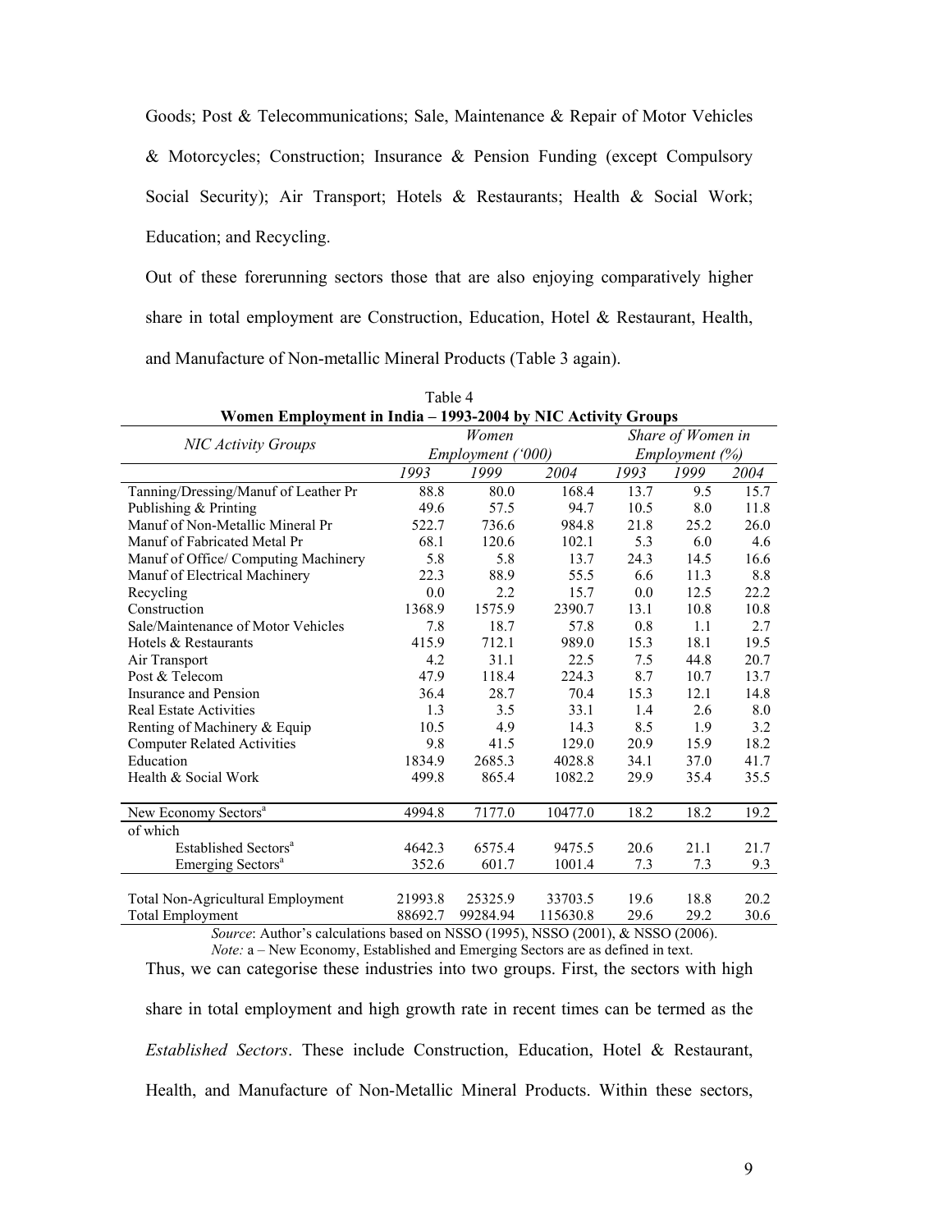Goods; Post & Telecommunications; Sale, Maintenance & Repair of Motor Vehicles & Motorcycles; Construction; Insurance & Pension Funding (except Compulsory Social Security); Air Transport; Hotels & Restaurants; Health & Social Work; Education; and Recycling.

Out of these forerunning sectors those that are also enjoying comparatively higher share in total employment are Construction, Education, Hotel & Restaurant, Health, and Manufacture of Non-metallic Mineral Products (Table 3 again).

Table 4

**Women Employment in India – 1993-2004 by NIC Activity Groups**

| *NIC Activity Groups* | *Women Employment ('000)* | | | *Share of Women in Employment (%)* | | |
|---|---|---|---|---|---|---|
| | *1993* | *1999* | *2004* | *1993* | *1999* | *2004* |
| Tanning/Dressing/Manuf of Leather Pr | 88.8 | 80.0 | 168.4 | 13.7 | 9.5 | 15.7 |
| Publishing & Printing | 49.6 | 57.5 | 94.7 | 10.5 | 8.0 | 11.8 |
| Manuf of Non-Metallic Mineral Pr | 522.7 | 736.6 | 984.8 | 21.8 | 25.2 | 26.0 |
| Manuf of Fabricated Metal Pr | 68.1 | 120.6 | 102.1 | 5.3 | 6.0 | 4.6 |
| Manuf of Office/ Computing Machinery | 5.8 | 5.8 | 13.7 | 24.3 | 14.5 | 16.6 |
| Manuf of Electrical Machinery | 22.3 | 88.9 | 55.5 | 6.6 | 11.3 | 8.8 |
| Recycling | 0.0 | 2.2 | 15.7 | 0.0 | 12.5 | 22.2 |
| Construction | 1368.9 | 1575.9 | 2390.7 | 13.1 | 10.8 | 10.8 |
| Sale/Maintenance of Motor Vehicles | 7.8 | 18.7 | 57.8 | 0.8 | 1.1 | 2.7 |
| Hotels & Restaurants | 415.9 | 712.1 | 989.0 | 15.3 | 18.1 | 19.5 |
| Air Transport | 4.2 | 31.1 | 22.5 | 7.5 | 44.8 | 20.7 |
| Post & Telecom | 47.9 | 118.4 | 224.3 | 8.7 | 10.7 | 13.7 |
| Insurance and Pension | 36.4 | 28.7 | 70.4 | 15.3 | 12.1 | 14.8 |
| Real Estate Activities | 1.3 | 3.5 | 33.1 | 1.4 | 2.6 | 8.0 |
| Renting of Machinery & Equip | 10.5 | 4.9 | 14.3 | 8.5 | 1.9 | 3.2 |
| Computer Related Activities | 9.8 | 41.5 | 129.0 | 20.9 | 15.9 | 18.2 |
| Education | 1834.9 | 2685.3 | 4028.8 | 34.1 | 37.0 | 41.7 |
| Health & Social Work | 499.8 | 865.4 | 1082.2 | 29.9 | 35.4 | 35.5 |
| New Economy Sectors[a] | 4994.8 | 7177.0 | 10477.0 | 18.2 | 18.2 | 19.2 |
| of which | | | | | | |
| Established Sectors[a] | 4642.3 | 6575.4 | 9475.5 | 20.6 | 21.1 | 21.7 |
| Emerging Sectors[a] | 352.6 | 601.7 | 1001.4 | 7.3 | 7.3 | 9.3 |
| Total Non-Agricultural Employment | 21993.8 | 25325.9 | 33703.5 | 19.6 | 18.8 | 20.2 |
| Total Employment | 88692.7 | 99284.94 | 115630.8 | 29.6 | 29.2 | 30.6 |

*Source*: Author's calculations based on NSSO (1995), NSSO (2001), & NSSO (2006).

*Note:* a – New Economy, Established and Emerging Sectors are as defined in text.

Thus, we can categorise these industries into two groups. First, the sectors with high share in total employment and high growth rate in recent times can be termed as the *Established Sectors*. These include Construction, Education, Hotel & Restaurant, Health, and Manufacture of Non-Metallic Mineral Products. Within these sectors,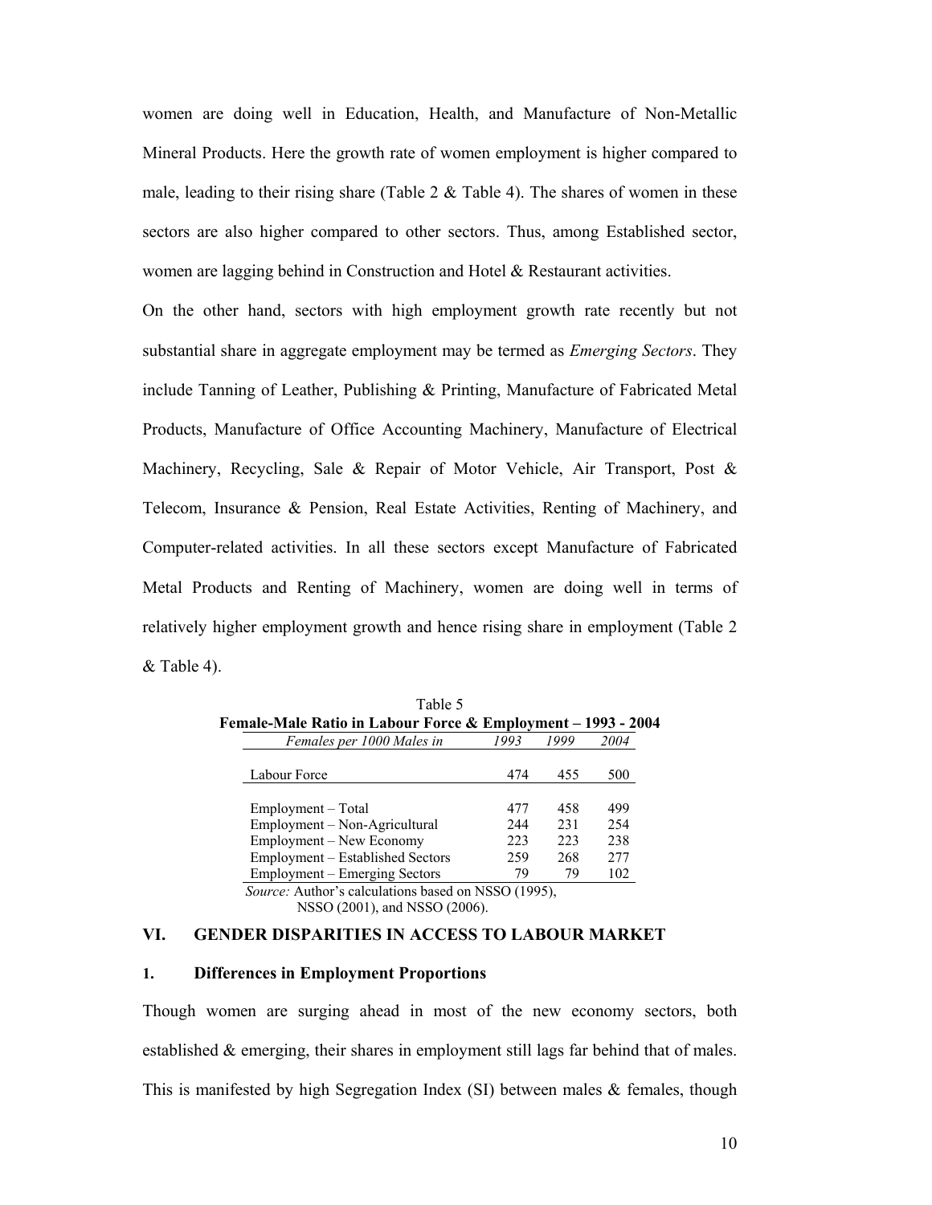women are doing well in Education, Health, and Manufacture of Non-Metallic Mineral Products. Here the growth rate of women employment is higher compared to male, leading to their rising share (Table 2 & Table 4). The shares of women in these sectors are also higher compared to other sectors. Thus, among Established sector, women are lagging behind in Construction and Hotel & Restaurant activities.

On the other hand, sectors with high employment growth rate recently but not substantial share in aggregate employment may be termed as *Emerging Sectors*. They include Tanning of Leather, Publishing & Printing, Manufacture of Fabricated Metal Products, Manufacture of Office Accounting Machinery, Manufacture of Electrical Machinery, Recycling, Sale & Repair of Motor Vehicle, Air Transport, Post & Telecom, Insurance & Pension, Real Estate Activities, Renting of Machinery, and Computer-related activities. In all these sectors except Manufacture of Fabricated Metal Products and Renting of Machinery, women are doing well in terms of relatively higher employment growth and hence rising share in employment (Table 2 & Table 4).

Table 5
**Female-Male Ratio in Labour Force & Employment – 1993 - 2004**

| *Females per 1000 Males in* | *1993* | *1999* | *2004* |
|---|---|---|---|
| Labour Force | 474 | 455 | 500 |
| Employment – Total | 477 | 458 | 499 |
| Employment – Non-Agricultural | 244 | 231 | 254 |
| Employment – New Economy | 223 | 223 | 238 |
| Employment – Established Sectors | 259 | 268 | 277 |
| Employment – Emerging Sectors | 79 | 79 | 102 |

*Source:* Author's calculations based on NSSO (1995), NSSO (2001), and NSSO (2006).

## VI. GENDER DISPARITIES IN ACCESS TO LABOUR MARKET

### 1. Differences in Employment Proportions

Though women are surging ahead in most of the new economy sectors, both established & emerging, their shares in employment still lags far behind that of males. This is manifested by high Segregation Index (SI) between males & females, though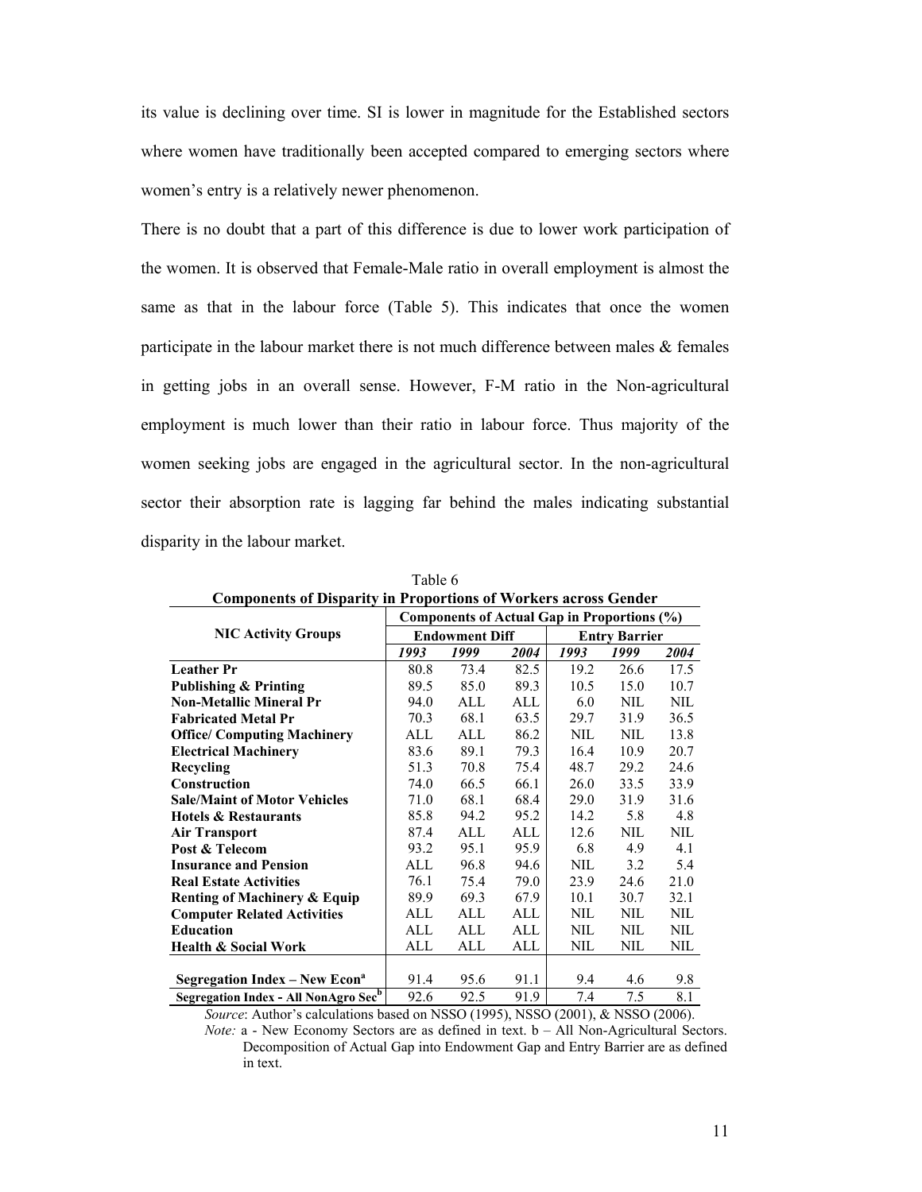its value is declining over time. SI is lower in magnitude for the Established sectors where women have traditionally been accepted compared to emerging sectors where women's entry is a relatively newer phenomenon.

There is no doubt that a part of this difference is due to lower work participation of the women. It is observed that Female-Male ratio in overall employment is almost the same as that in the labour force (Table 5). This indicates that once the women participate in the labour market there is not much difference between males & females in getting jobs in an overall sense. However, F-M ratio in the Non-agricultural employment is much lower than their ratio in labour force. Thus majority of the women seeking jobs are engaged in the agricultural sector. In the non-agricultural sector their absorption rate is lagging far behind the males indicating substantial disparity in the labour market.

Table 6

**Components of Disparity in Proportions of Workers across Gender**

| NIC Activity Groups | Components of Actual Gap in Proportions (%) | | | | | |
|---|---|---|---|---|---|---|
| | Endowment Diff | | | Entry Barrier | | |
| | *1993* | *1999* | *2004* | *1993* | *1999* | *2004* |
| **Leather Pr** | 80.8 | 73.4 | 82.5 | 19.2 | 26.6 | 17.5 |
| **Publishing & Printing** | 89.5 | 85.0 | 89.3 | 10.5 | 15.0 | 10.7 |
| **Non-Metallic Mineral Pr** | 94.0 | ALL | ALL | 6.0 | NIL | NIL |
| **Fabricated Metal Pr** | 70.3 | 68.1 | 63.5 | 29.7 | 31.9 | 36.5 |
| **Office/ Computing Machinery** | ALL | ALL | 86.2 | NIL | NIL | 13.8 |
| **Electrical Machinery** | 83.6 | 89.1 | 79.3 | 16.4 | 10.9 | 20.7 |
| **Recycling** | 51.3 | 70.8 | 75.4 | 48.7 | 29.2 | 24.6 |
| **Construction** | 74.0 | 66.5 | 66.1 | 26.0 | 33.5 | 33.9 |
| **Sale/Maint of Motor Vehicles** | 71.0 | 68.1 | 68.4 | 29.0 | 31.9 | 31.6 |
| **Hotels & Restaurants** | 85.8 | 94.2 | 95.2 | 14.2 | 5.8 | 4.8 |
| **Air Transport** | 87.4 | ALL | ALL | 12.6 | NIL | NIL |
| **Post & Telecom** | 93.2 | 95.1 | 95.9 | 6.8 | 4.9 | 4.1 |
| **Insurance and Pension** | ALL | 96.8 | 94.6 | NIL | 3.2 | 5.4 |
| **Real Estate Activities** | 76.1 | 75.4 | 79.0 | 23.9 | 24.6 | 21.0 |
| **Renting of Machinery & Equip** | 89.9 | 69.3 | 67.9 | 10.1 | 30.7 | 32.1 |
| **Computer Related Activities** | ALL | ALL | ALL | NIL | NIL | NIL |
| **Education** | ALL | ALL | ALL | NIL | NIL | NIL |
| **Health & Social Work** | ALL | ALL | ALL | NIL | NIL | NIL |
| **Segregation Index – New Econ[a]** | 91.4 | 95.6 | 91.1 | 9.4 | 4.6 | 9.8 |
| **Segregation Index - All NonAgro Sec[b]** | 92.6 | 92.5 | 91.9 | 7.4 | 7.5 | 8.1 |

*Source*: Author's calculations based on NSSO (1995), NSSO (2001), & NSSO (2006).

*Note:* a - New Economy Sectors are as defined in text. b – All Non-Agricultural Sectors. Decomposition of Actual Gap into Endowment Gap and Entry Barrier are as defined in text.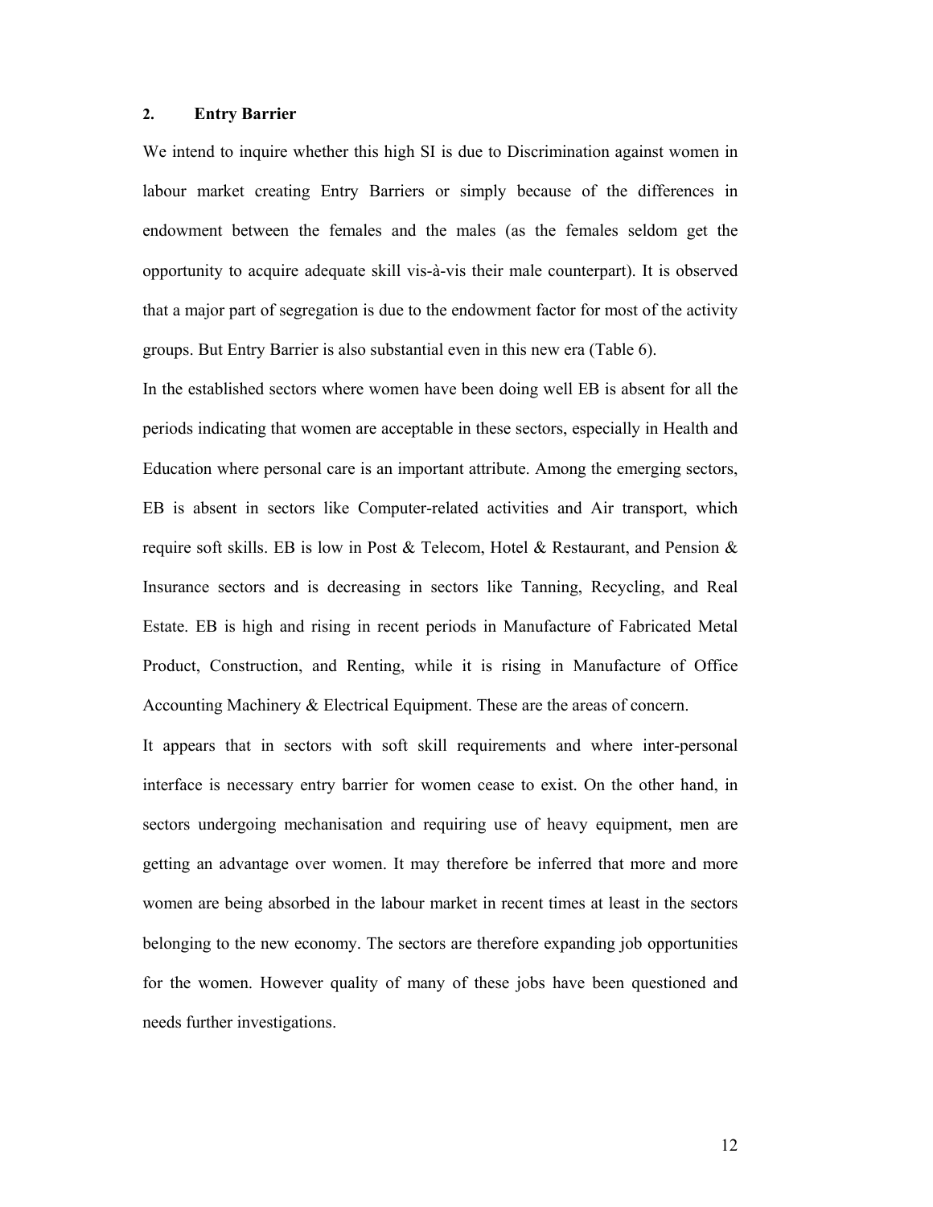## 2. Entry Barrier

We intend to inquire whether this high SI is due to Discrimination against women in labour market creating Entry Barriers or simply because of the differences in endowment between the females and the males (as the females seldom get the opportunity to acquire adequate skill vis-à-vis their male counterpart). It is observed that a major part of segregation is due to the endowment factor for most of the activity groups. But Entry Barrier is also substantial even in this new era (Table 6).

In the established sectors where women have been doing well EB is absent for all the periods indicating that women are acceptable in these sectors, especially in Health and Education where personal care is an important attribute. Among the emerging sectors, EB is absent in sectors like Computer-related activities and Air transport, which require soft skills. EB is low in Post & Telecom, Hotel & Restaurant, and Pension & Insurance sectors and is decreasing in sectors like Tanning, Recycling, and Real Estate. EB is high and rising in recent periods in Manufacture of Fabricated Metal Product, Construction, and Renting, while it is rising in Manufacture of Office Accounting Machinery & Electrical Equipment. These are the areas of concern.

It appears that in sectors with soft skill requirements and where inter-personal interface is necessary entry barrier for women cease to exist. On the other hand, in sectors undergoing mechanisation and requiring use of heavy equipment, men are getting an advantage over women. It may therefore be inferred that more and more women are being absorbed in the labour market in recent times at least in the sectors belonging to the new economy. The sectors are therefore expanding job opportunities for the women. However quality of many of these jobs have been questioned and needs further investigations.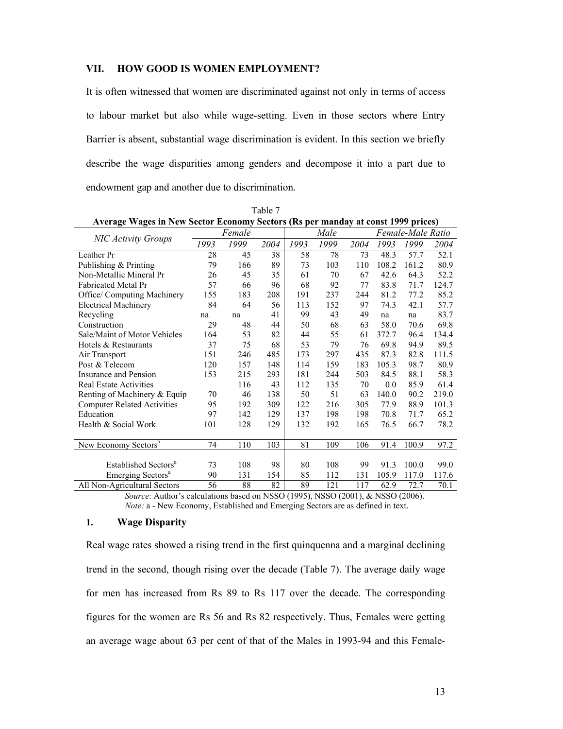## VII. HOW GOOD IS WOMEN EMPLOYMENT?

It is often witnessed that women are discriminated against not only in terms of access to labour market but also while wage-setting. Even in those sectors where Entry Barrier is absent, substantial wage discrimination is evident. In this section we briefly describe the wage disparities among genders and decompose it into a part due to endowment gap and another due to discrimination.

Table 7

**Average Wages in New Sector Economy Sectors (Rs per manday at const 1999 prices)**

| *NIC Activity Groups* | *Female* | | | *Male* | | | *Female-Male Ratio* | | |
|---|---|---|---|---|---|---|---|---|---|
| | *1993* | *1999* | *2004* | *1993* | *1999* | *2004* | *1993* | *1999* | *2004* |
| Leather Pr | 28 | 45 | 38 | 58 | 78 | 73 | 48.3 | 57.7 | 52.1 |
| Publishing & Printing | 79 | 166 | 89 | 73 | 103 | 110 | 108.2 | 161.2 | 80.9 |
| Non-Metallic Mineral Pr | 26 | 45 | 35 | 61 | 70 | 67 | 42.6 | 64.3 | 52.2 |
| Fabricated Metal Pr | 57 | 66 | 96 | 68 | 92 | 77 | 83.8 | 71.7 | 124.7 |
| Office/ Computing Machinery | 155 | 183 | 208 | 191 | 237 | 244 | 81.2 | 77.2 | 85.2 |
| Electrical Machinery | 84 | 64 | 56 | 113 | 152 | 97 | 74.3 | 42.1 | 57.7 |
| Recycling | na | na | 41 | 99 | 43 | 49 | na | na | 83.7 |
| Construction | 29 | 48 | 44 | 50 | 68 | 63 | 58.0 | 70.6 | 69.8 |
| Sale/Maint of Motor Vehicles | 164 | 53 | 82 | 44 | 55 | 61 | 372.7 | 96.4 | 134.4 |
| Hotels & Restaurants | 37 | 75 | 68 | 53 | 79 | 76 | 69.8 | 94.9 | 89.5 |
| Air Transport | 151 | 246 | 485 | 173 | 297 | 435 | 87.3 | 82.8 | 111.5 |
| Post & Telecom | 120 | 157 | 148 | 114 | 159 | 183 | 105.3 | 98.7 | 80.9 |
| Insurance and Pension | 153 | 215 | 293 | 181 | 244 | 503 | 84.5 | 88.1 | 58.3 |
| Real Estate Activities | | 116 | 43 | 112 | 135 | 70 | 0.0 | 85.9 | 61.4 |
| Renting of Machinery & Equip | 70 | 46 | 138 | 50 | 51 | 63 | 140.0 | 90.2 | 219.0 |
| Computer Related Activities | 95 | 192 | 309 | 122 | 216 | 305 | 77.9 | 88.9 | 101.3 |
| Education | 97 | 142 | 129 | 137 | 198 | 198 | 70.8 | 71.7 | 65.2 |
| Health & Social Work | 101 | 128 | 129 | 132 | 192 | 165 | 76.5 | 66.7 | 78.2 |
| New Economy Sectors[a] | 74 | 110 | 103 | 81 | 109 | 106 | 91.4 | 100.9 | 97.2 |
| Established Sectors[a] | 73 | 108 | 98 | 80 | 108 | 99 | 91.3 | 100.0 | 99.0 |
| Emerging Sectors[a] | 90 | 131 | 154 | 85 | 112 | 131 | 105.9 | 117.0 | 117.6 |
| All Non-Agricultural Sectors | 56 | 88 | 82 | 89 | 121 | 117 | 62.9 | 72.7 | 70.1 |

*Source*: Author's calculations based on NSSO (1995), NSSO (2001), & NSSO (2006).
*Note:* a - New Economy, Established and Emerging Sectors are as defined in text.

### 1. Wage Disparity

Real wage rates showed a rising trend in the first quinquenna and a marginal declining trend in the second, though rising over the decade (Table 7). The average daily wage for men has increased from Rs 89 to Rs 117 over the decade. The corresponding figures for the women are Rs 56 and Rs 82 respectively. Thus, Females were getting an average wage about 63 per cent of that of the Males in 1993-94 and this Female-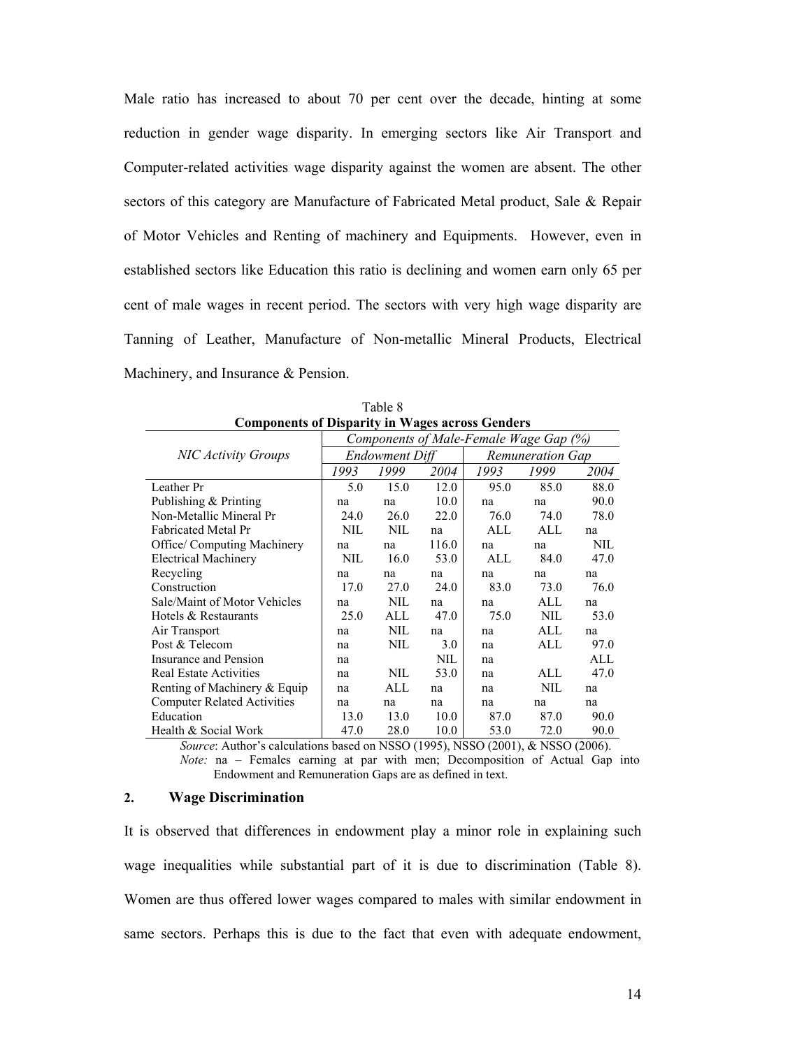Male ratio has increased to about 70 per cent over the decade, hinting at some reduction in gender wage disparity. In emerging sectors like Air Transport and Computer-related activities wage disparity against the women are absent. The other sectors of this category are Manufacture of Fabricated Metal product, Sale & Repair of Motor Vehicles and Renting of machinery and Equipments. However, even in established sectors like Education this ratio is declining and women earn only 65 per cent of male wages in recent period. The sectors with very high wage disparity are Tanning of Leather, Manufacture of Non-metallic Mineral Products, Electrical Machinery, and Insurance & Pension.

Table 8

**Components of Disparity in Wages across Genders**

| NIC Activity Groups | Components of Male-Female Wage Gap (%) | | | | | |
|---|---|---|---|---|---|---|
| | *Endowment Diff* | | | *Remuneration Gap* | | |
| | *1993* | *1999* | *2004* | *1993* | *1999* | *2004* |
| Leather Pr | 5.0 | 15.0 | 12.0 | 95.0 | 85.0 | 88.0 |
| Publishing & Printing | na | na | 10.0 | na | na | 90.0 |
| Non-Metallic Mineral Pr | 24.0 | 26.0 | 22.0 | 76.0 | 74.0 | 78.0 |
| Fabricated Metal Pr | NIL | NIL | na | ALL | ALL | na |
| Office/ Computing Machinery | na | na | 116.0 | na | na | NIL |
| Electrical Machinery | NIL | 16.0 | 53.0 | ALL | 84.0 | 47.0 |
| Recycling | na | na | na | na | na | na |
| Construction | 17.0 | 27.0 | 24.0 | 83.0 | 73.0 | 76.0 |
| Sale/Maint of Motor Vehicles | na | NIL | na | na | ALL | na |
| Hotels & Restaurants | 25.0 | ALL | 47.0 | 75.0 | NIL | 53.0 |
| Air Transport | na | NIL | na | na | ALL | na |
| Post & Telecom | na | NIL | 3.0 | na | ALL | 97.0 |
| Insurance and Pension | na | | NIL | na | | ALL |
| Real Estate Activities | na | NIL | 53.0 | na | ALL | 47.0 |
| Renting of Machinery & Equip | na | ALL | na | na | NIL | na |
| Computer Related Activities | na | na | na | na | na | na |
| Education | 13.0 | 13.0 | 10.0 | 87.0 | 87.0 | 90.0 |
| Health & Social Work | 47.0 | 28.0 | 10.0 | 53.0 | 72.0 | 90.0 |

*Source*: Author's calculations based on NSSO (1995), NSSO (2001), & NSSO (2006).

*Note:* na – Females earning at par with men; Decomposition of Actual Gap into Endowment and Remuneration Gaps are as defined in text.

## 2. Wage Discrimination

It is observed that differences in endowment play a minor role in explaining such wage inequalities while substantial part of it is due to discrimination (Table 8). Women are thus offered lower wages compared to males with similar endowment in same sectors. Perhaps this is due to the fact that even with adequate endowment,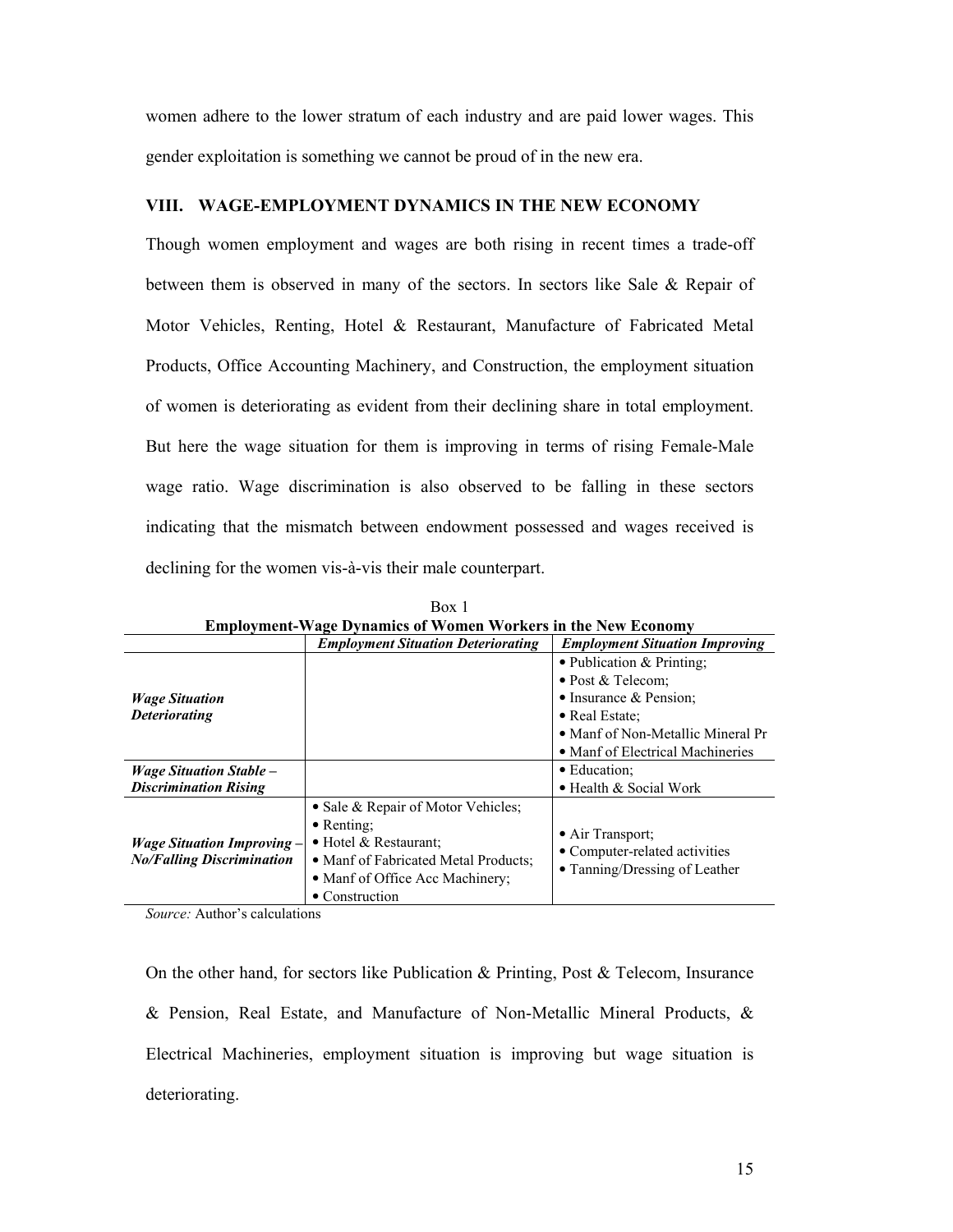women adhere to the lower stratum of each industry and are paid lower wages. This gender exploitation is something we cannot be proud of in the new era.

## VIII. WAGE-EMPLOYMENT DYNAMICS IN THE NEW ECONOMY

Though women employment and wages are both rising in recent times a trade-off between them is observed in many of the sectors. In sectors like Sale & Repair of Motor Vehicles, Renting, Hotel & Restaurant, Manufacture of Fabricated Metal Products, Office Accounting Machinery, and Construction, the employment situation of women is deteriorating as evident from their declining share in total employment. But here the wage situation for them is improving in terms of rising Female-Male wage ratio. Wage discrimination is also observed to be falling in these sectors indicating that the mismatch between endowment possessed and wages received is declining for the women vis-à-vis their male counterpart.

Box 1

**Employment-Wage Dynamics of Women Workers in the New Economy**

| | *Employment Situation Deteriorating* | *Employment Situation Improving* |
|---|---|---|
| ***Wage Situation Deteriorating*** | | • Publication & Printing;<br>• Post & Telecom;<br>• Insurance & Pension;<br>• Real Estate;<br>• Manf of Non-Metallic Mineral Pr<br>• Manf of Electrical Machineries |
| ***Wage Situation Stable – Discrimination Rising*** | | • Education;<br>• Health & Social Work |
| ***Wage Situation Improving – No/Falling Discrimination*** | • Sale & Repair of Motor Vehicles;<br>• Renting;<br>• Hotel & Restaurant;<br>• Manf of Fabricated Metal Products;<br>• Manf of Office Acc Machinery;<br>• Construction | • Air Transport;<br>• Computer-related activities<br>• Tanning/Dressing of Leather |

*Source:* Author's calculations

On the other hand, for sectors like Publication & Printing, Post & Telecom, Insurance & Pension, Real Estate, and Manufacture of Non-Metallic Mineral Products, & Electrical Machineries, employment situation is improving but wage situation is deteriorating.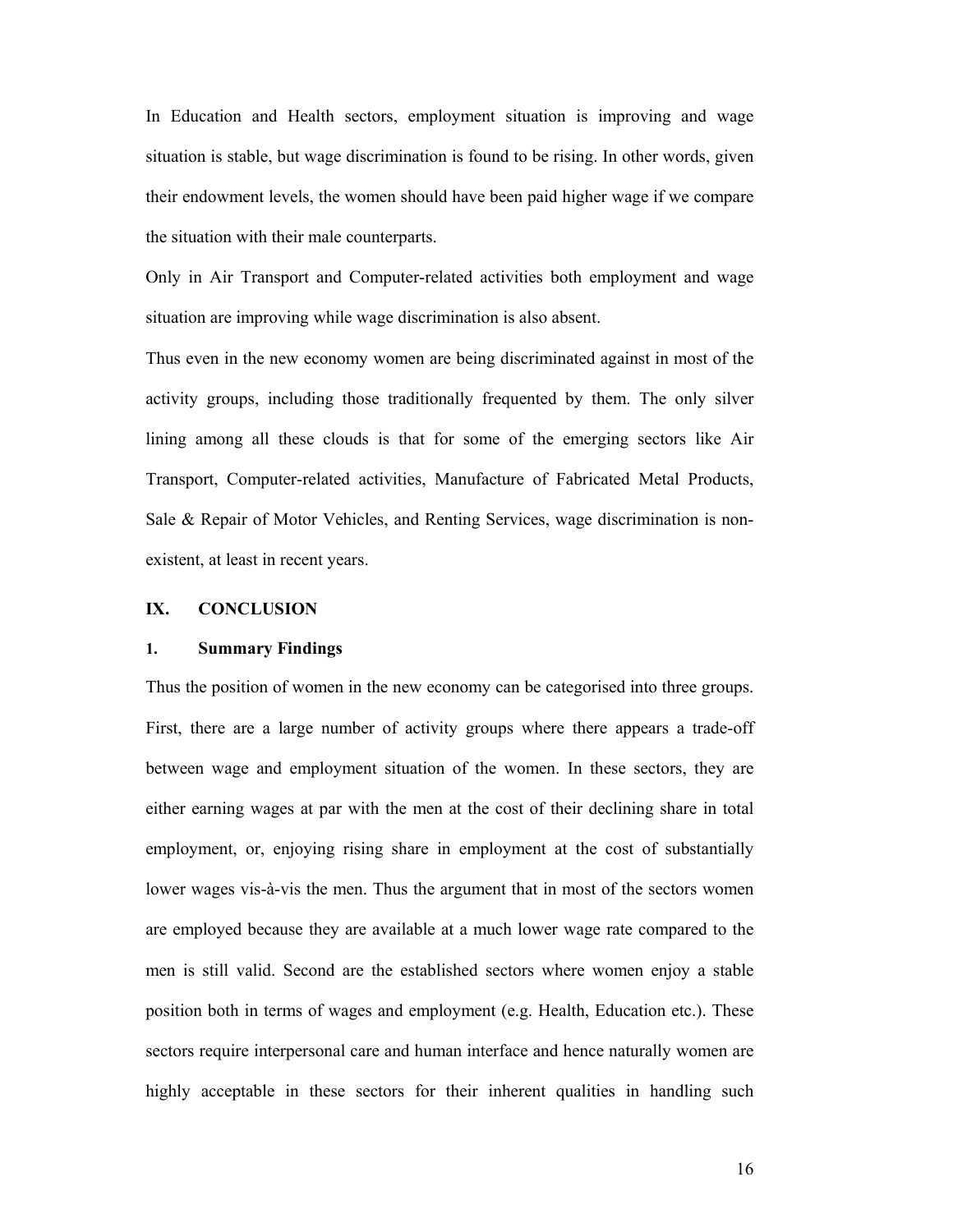In Education and Health sectors, employment situation is improving and wage situation is stable, but wage discrimination is found to be rising. In other words, given their endowment levels, the women should have been paid higher wage if we compare the situation with their male counterparts.

Only in Air Transport and Computer-related activities both employment and wage situation are improving while wage discrimination is also absent.

Thus even in the new economy women are being discriminated against in most of the activity groups, including those traditionally frequented by them. The only silver lining among all these clouds is that for some of the emerging sectors like Air Transport, Computer-related activities, Manufacture of Fabricated Metal Products, Sale & Repair of Motor Vehicles, and Renting Services, wage discrimination is non-existent, at least in recent years.

## IX. CONCLUSION

### 1. Summary Findings

Thus the position of women in the new economy can be categorised into three groups. First, there are a large number of activity groups where there appears a trade-off between wage and employment situation of the women. In these sectors, they are either earning wages at par with the men at the cost of their declining share in total employment, or, enjoying rising share in employment at the cost of substantially lower wages vis-à-vis the men. Thus the argument that in most of the sectors women are employed because they are available at a much lower wage rate compared to the men is still valid. Second are the established sectors where women enjoy a stable position both in terms of wages and employment (e.g. Health, Education etc.). These sectors require interpersonal care and human interface and hence naturally women are highly acceptable in these sectors for their inherent qualities in handling such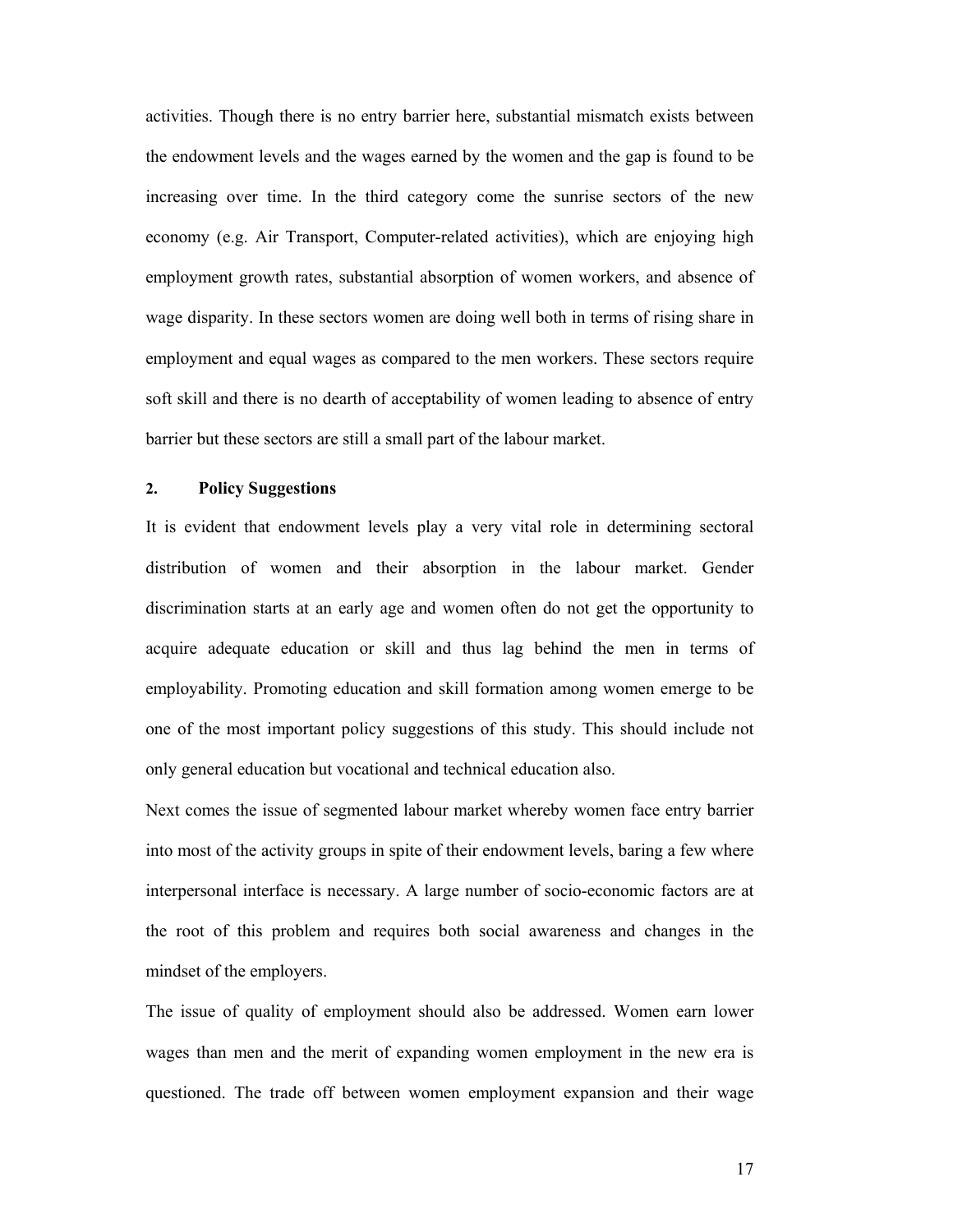activities. Though there is no entry barrier here, substantial mismatch exists between the endowment levels and the wages earned by the women and the gap is found to be increasing over time. In the third category come the sunrise sectors of the new economy (e.g. Air Transport, Computer-related activities), which are enjoying high employment growth rates, substantial absorption of women workers, and absence of wage disparity. In these sectors women are doing well both in terms of rising share in employment and equal wages as compared to the men workers. These sectors require soft skill and there is no dearth of acceptability of women leading to absence of entry barrier but these sectors are still a small part of the labour market.

## 2. Policy Suggestions

It is evident that endowment levels play a very vital role in determining sectoral distribution of women and their absorption in the labour market. Gender discrimination starts at an early age and women often do not get the opportunity to acquire adequate education or skill and thus lag behind the men in terms of employability. Promoting education and skill formation among women emerge to be one of the most important policy suggestions of this study. This should include not only general education but vocational and technical education also.

Next comes the issue of segmented labour market whereby women face entry barrier into most of the activity groups in spite of their endowment levels, baring a few where interpersonal interface is necessary. A large number of socio-economic factors are at the root of this problem and requires both social awareness and changes in the mindset of the employers.

The issue of quality of employment should also be addressed. Women earn lower wages than men and the merit of expanding women employment in the new era is questioned. The trade off between women employment expansion and their wage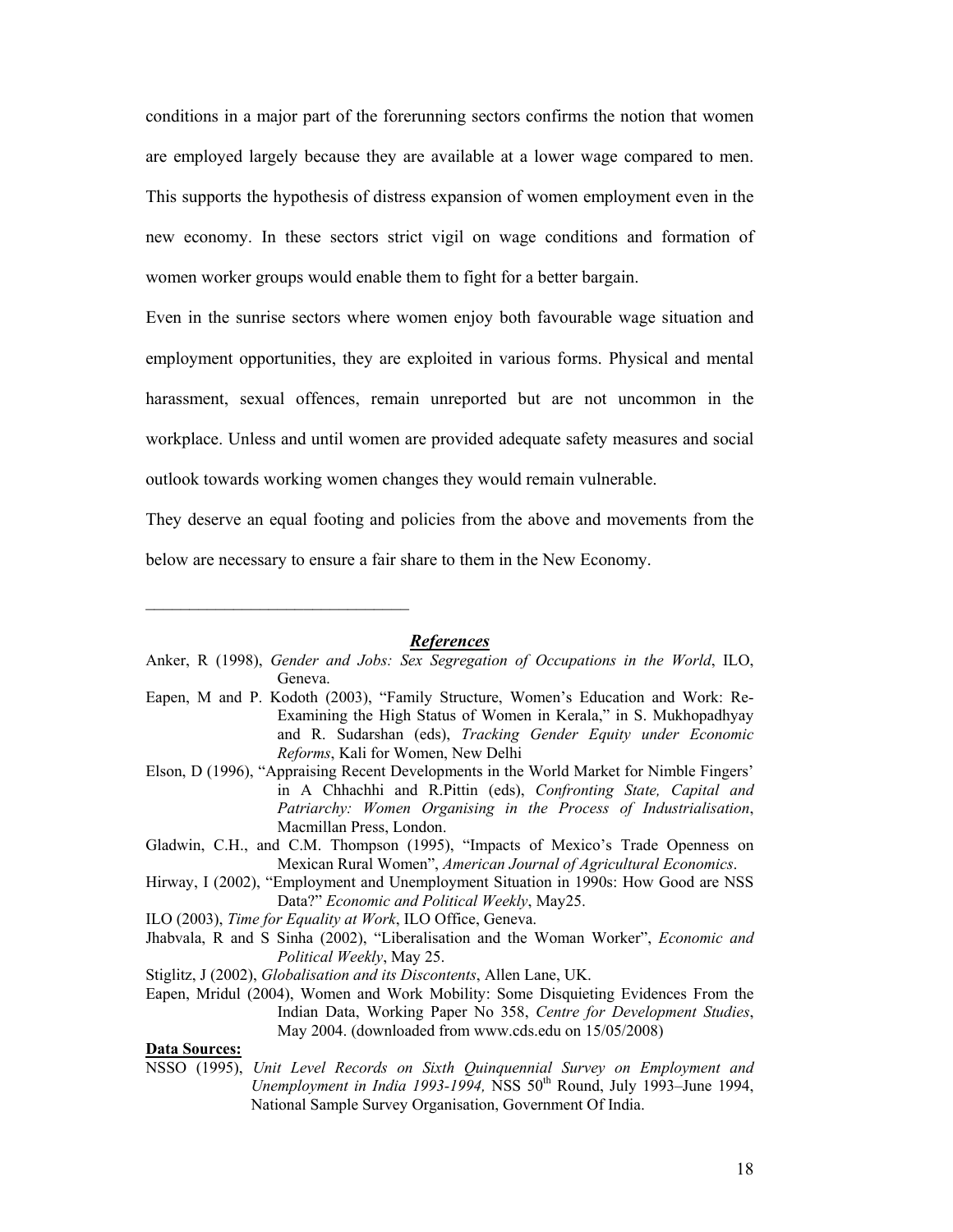conditions in a major part of the forerunning sectors confirms the notion that women are employed largely because they are available at a lower wage compared to men. This supports the hypothesis of distress expansion of women employment even in the new economy. In these sectors strict vigil on wage conditions and formation of women worker groups would enable them to fight for a better bargain.

Even in the sunrise sectors where women enjoy both favourable wage situation and employment opportunities, they are exploited in various forms. Physical and mental harassment, sexual offences, remain unreported but are not uncommon in the workplace. Unless and until women are provided adequate safety measures and social outlook towards working women changes they would remain vulnerable.

They deserve an equal footing and policies from the above and movements from the below are necessary to ensure a fair share to them in the New Economy.

---

## ***References***

Anker, R (1998), *Gender and Jobs: Sex Segregation of Occupations in the World*, ILO, Geneva.

Eapen, M and P. Kodoth (2003), "Family Structure, Women's Education and Work: Re-Examining the High Status of Women in Kerala," in S. Mukhopadhyay and R. Sudarshan (eds), *Tracking Gender Equity under Economic Reforms*, Kali for Women, New Delhi

Elson, D (1996), "Appraising Recent Developments in the World Market for Nimble Fingers' in A Chhachhi and R.Pittin (eds), *Confronting State, Capital and Patriarchy: Women Organising in the Process of Industrialisation*, Macmillan Press, London.

Gladwin, C.H., and C.M. Thompson (1995), "Impacts of Mexico's Trade Openness on Mexican Rural Women", *American Journal of Agricultural Economics*.

Hirway, I (2002), "Employment and Unemployment Situation in 1990s: How Good are NSS Data?" *Economic and Political Weekly*, May25.

ILO (2003), *Time for Equality at Work*, ILO Office, Geneva.

Jhabvala, R and S Sinha (2002), "Liberalisation and the Woman Worker", *Economic and Political Weekly*, May 25.

Stiglitz, J (2002), *Globalisation and its Discontents*, Allen Lane, UK.

Eapen, Mridul (2004), Women and Work Mobility: Some Disquieting Evidences From the Indian Data, Working Paper No 358, *Centre for Development Studies*, May 2004. (downloaded from www.cds.edu on 15/05/2008)

**Data Sources:**

NSSO (1995), *Unit Level Records on Sixth Quinquennial Survey on Employment and Unemployment in India 1993-1994,* NSS 50th Round, July 1993–June 1994, National Sample Survey Organisation, Government Of India.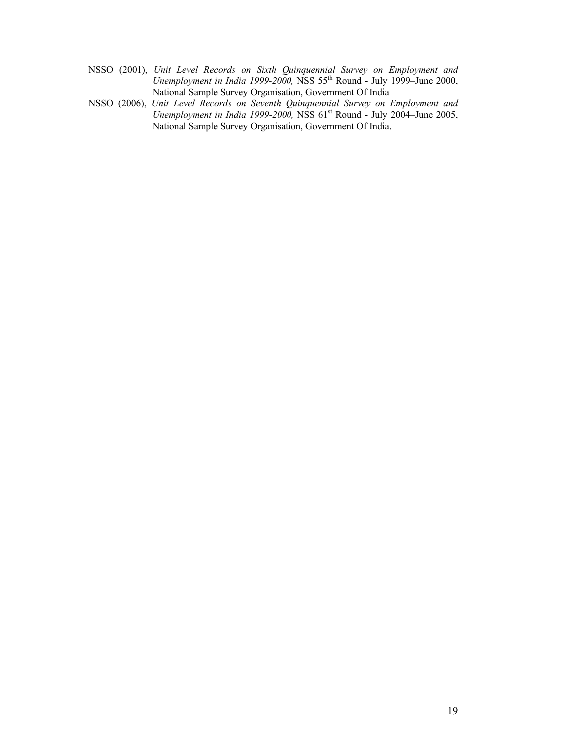NSSO (2001), *Unit Level Records on Sixth Quinquennial Survey on Employment and Unemployment in India 1999-2000,* NSS 55[th] Round - July 1999–June 2000, National Sample Survey Organisation, Government Of India

NSSO (2006), *Unit Level Records on Seventh Quinquennial Survey on Employment and Unemployment in India 1999-2000,* NSS 61[st] Round - July 2004–June 2005, National Sample Survey Organisation, Government Of India.